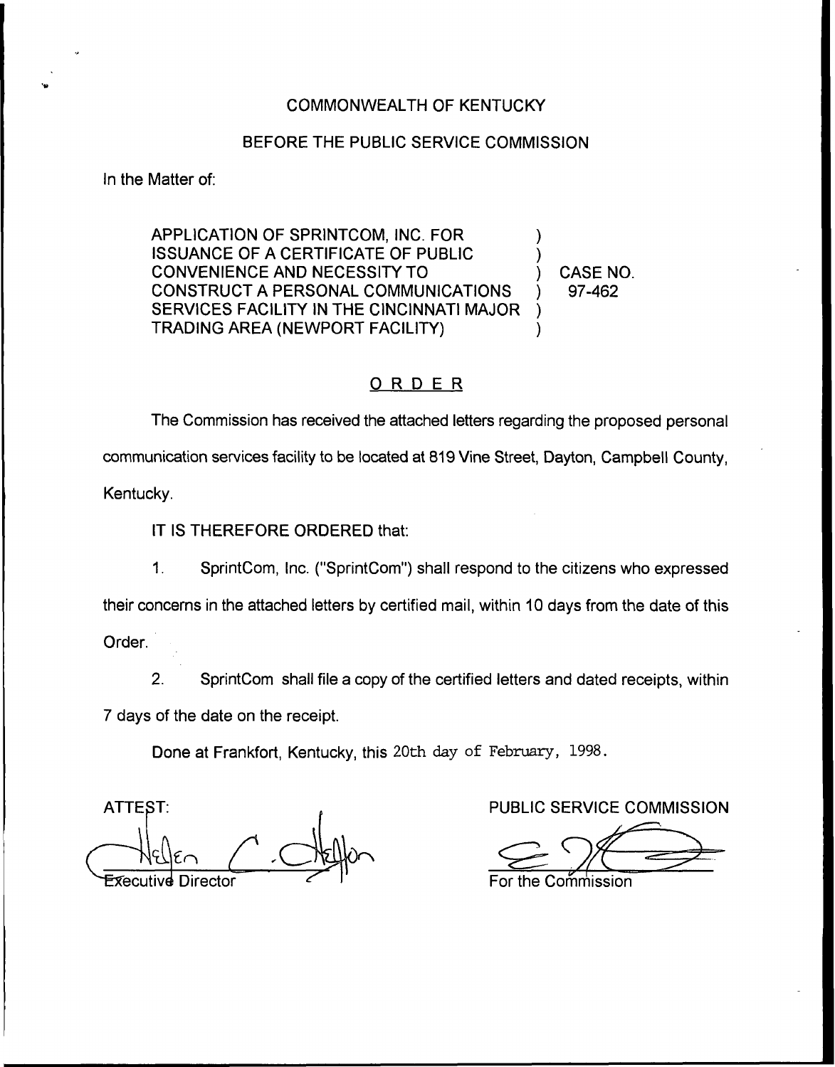COMMONWEALTH OF KENTUCKY

BEFORE THE PUBLIC SERVICE COMMISSION

In the Matter of:

| | | |
|---|---|---|
| APPLICATION OF SPRINTCOM, INC. FOR ISSUANCE OF A CERTIFICATE OF PUBLIC CONVENIENCE AND NECESSITY TO CONSTRUCT A PERSONAL COMMUNICATIONS SERVICES FACILITY IN THE CINCINNATI MAJOR TRADING AREA (NEWPORT FACILITY) | ) | CASE NO. 97-462 |

## ORDER

The Commission has received the attached letters regarding the proposed personal communication services facility to be located at 819 Vine Street, Dayton, Campbell County, Kentucky.

IT IS THEREFORE ORDERED that:

1. SprintCom, Inc. ("SprintCom") shall respond to the citizens who expressed their concerns in the attached letters by certified mail, within 10 days from the date of this Order.

2. SprintCom shall file a copy of the certified letters and dated receipts, within 7 days of the date on the receipt.

Done at Frankfort, Kentucky, this 20th day of February, 1998.

ATTEST:

Executive Director

PUBLIC SERVICE COMMISSION

For the Commission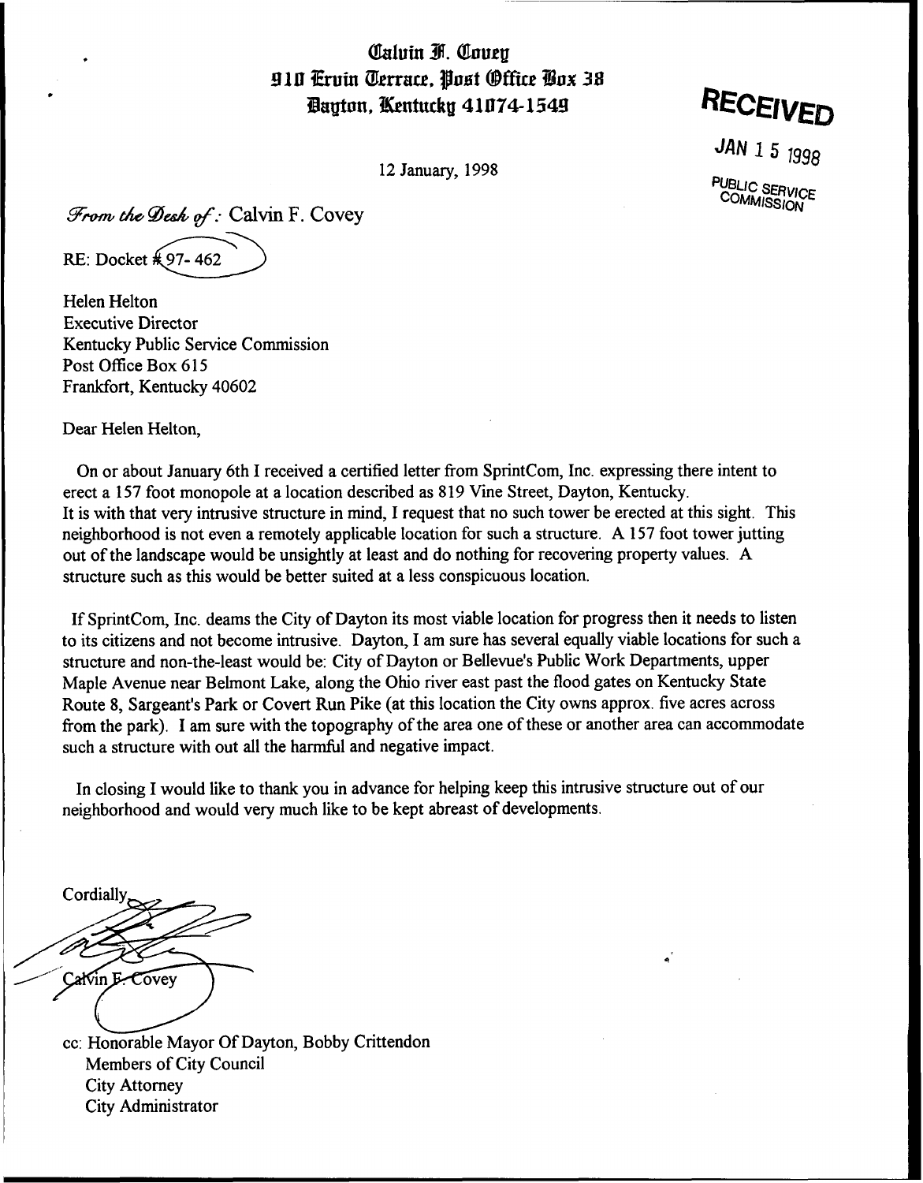# Calvin F. Covey
## 910 Ervin Terrace, Post Office Box 38
## Dayton, Kentucky 41074-1549

**RECEIVED**

JAN 15 1998

PUBLIC SERVICE COMMISSION

12 January, 1998

*From the Desk of:* Calvin F. Covey

RE: Docket # 97- 462

Helen Helton
Executive Director
Kentucky Public Service Commission
Post Office Box 615
Frankfort, Kentucky 40602

Dear Helen Helton,

On or about January 6th I received a certified letter from SprintCom, Inc. expressing there intent to erect a 157 foot monopole at a location described as 819 Vine Street, Dayton, Kentucky. It is with that very intrusive structure in mind, I request that no such tower be erected at this sight. This neighborhood is not even a remotely applicable location for such a structure. A 157 foot tower jutting out of the landscape would be unsightly at least and do nothing for recovering property values. A structure such as this would be better suited at a less conspicuous location.

If SprintCom, Inc. deams the City of Dayton its most viable location for progress then it needs to listen to its citizens and not become intrusive. Dayton, I am sure has several equally viable locations for such a structure and non-the-least would be: City of Dayton or Bellevue's Public Work Departments, upper Maple Avenue near Belmont Lake, along the Ohio river east past the flood gates on Kentucky State Route 8, Sargeant's Park or Covert Run Pike (at this location the City owns approx. five acres across from the park). I am sure with the topography of the area one of these or another area can accommodate such a structure with out all the harmful and negative impact.

In closing I would like to thank you in advance for helping keep this intrusive structure out of our neighborhood and would very much like to be kept abreast of developments.

Cordially,

Calvin F. Covey

cc: Honorable Mayor Of Dayton, Bobby Crittendon
Members of City Council
City Attorney
City Administrator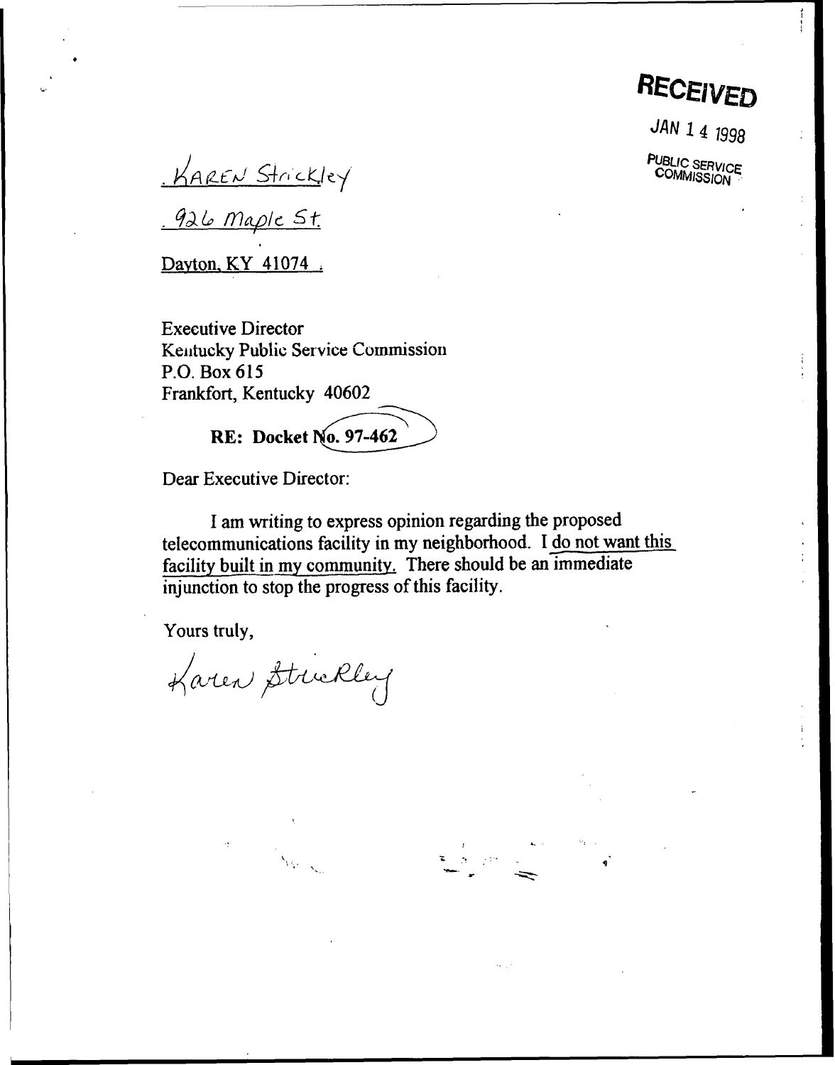**RECEIVED**

JAN 14 1998

PUBLIC SERVICE COMMISSION

Karen Strickley

926 Maple St.

Dayton, KY 41074

Executive Director
Kentucky Public Service Commission
P.O. Box 615
Frankfort, Kentucky 40602

**RE: Docket No. 97-462**

Dear Executive Director:

I am writing to express opinion regarding the proposed telecommunications facility in my neighborhood. I do not want this facility built in my community. There should be an immediate injunction to stop the progress of this facility.

Yours truly,

Karen Strickley